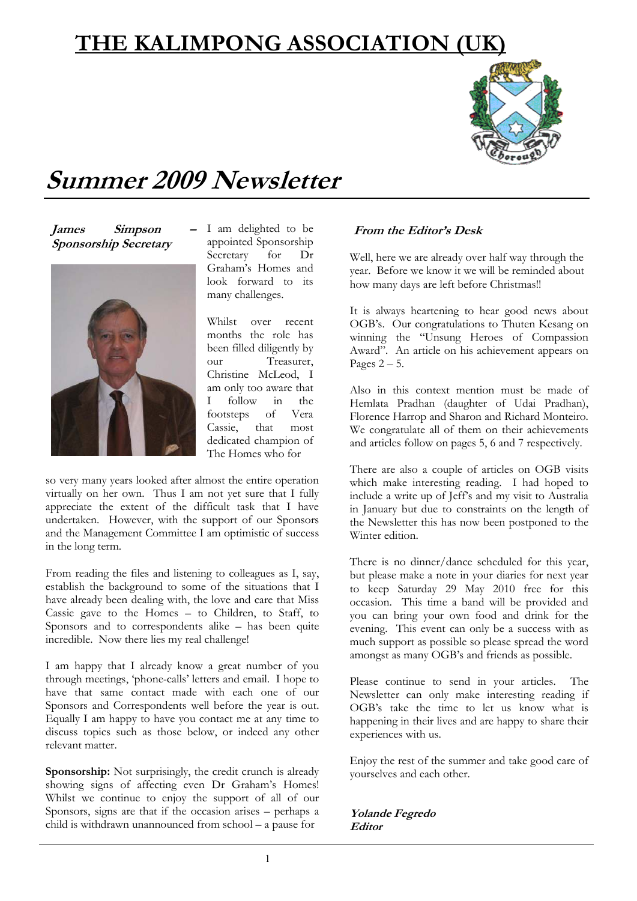# THE KALIMPONG ASSOCIATION (UK)

# Summer 2009 Newsletter

***James Simpson – Sponsorship Secretary***

I am delighted to be appointed Sponsorship Secretary for Dr Graham's Homes and look forward to its many challenges.

Whilst over recent months the role has been filled diligently by our Treasurer, Christine McLeod, I am only too aware that I follow in the footsteps of Vera Cassie, that most dedicated champion of The Homes who for so very many years looked after almost the entire operation virtually on her own. Thus I am not yet sure that I fully appreciate the extent of the difficult task that I have undertaken. However, with the support of our Sponsors and the Management Committee I am optimistic of success in the long term.

From reading the files and listening to colleagues as I, say, establish the background to some of the situations that I have already been dealing with, the love and care that Miss Cassie gave to the Homes – to Children, to Staff, to Sponsors and to correspondents alike – has been quite incredible. Now there lies my real challenge!

I am happy that I already know a great number of you through meetings, 'phone-calls' letters and email. I hope to have that same contact made with each one of our Sponsors and Correspondents well before the year is out. Equally I am happy to have you contact me at any time to discuss topics such as those below, or indeed any other relevant matter.

**Sponsorship:** Not surprisingly, the credit crunch is already showing signs of affecting even Dr Graham's Homes! Whilst we continue to enjoy the support of all of our Sponsors, signs are that if the occasion arises – perhaps a child is withdrawn unannounced from school – a pause for

***From the Editor's Desk***

Well, here we are already over half way through the year. Before we know it we will be reminded about how many days are left before Christmas!!

It is always heartening to hear good news about OGB's. Our congratulations to Thuten Kesang on winning the "Unsung Heroes of Compassion Award". An article on his achievement appears on Pages 2 – 5.

Also in this context mention must be made of Hemlata Pradhan (daughter of Udai Pradhan), Florence Harrop and Sharon and Richard Monteiro. We congratulate all of them on their achievements and articles follow on pages 5, 6 and 7 respectively.

There are also a couple of articles on OGB visits which make interesting reading. I had hoped to include a write up of Jeff's and my visit to Australia in January but due to constraints on the length of the Newsletter this has now been postponed to the Winter edition.

There is no dinner/dance scheduled for this year, but please make a note in your diaries for next year to keep Saturday 29 May 2010 free for this occasion. This time a band will be provided and you can bring your own food and drink for the evening. This event can only be a success with as much support as possible so please spread the word amongst as many OGB's and friends as possible.

Please continue to send in your articles. The Newsletter can only make interesting reading if OGB's take the time to let us know what is happening in their lives and are happy to share their experiences with us.

Enjoy the rest of the summer and take good care of yourselves and each other.

***Yolande Fegredo***
***Editor***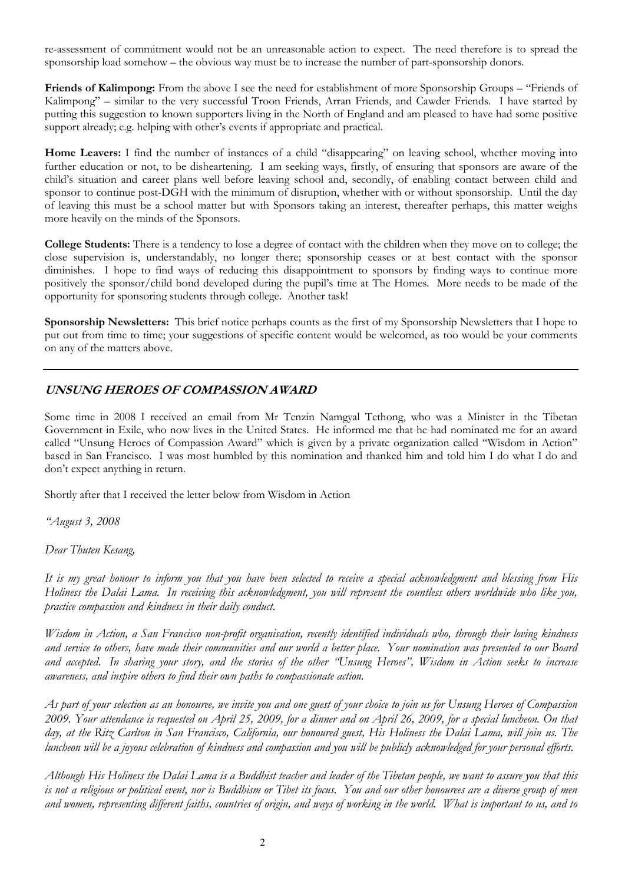re-assessment of commitment would not be an unreasonable action to expect. The need therefore is to spread the sponsorship load somehow – the obvious way must be to increase the number of part-sponsorship donors.

**Friends of Kalimpong:** From the above I see the need for establishment of more Sponsorship Groups – "Friends of Kalimpong" – similar to the very successful Troon Friends, Arran Friends, and Cawder Friends. I have started by putting this suggestion to known supporters living in the North of England and am pleased to have had some positive support already; e.g. helping with other's events if appropriate and practical.

**Home Leavers:** I find the number of instances of a child "disappearing" on leaving school, whether moving into further education or not, to be disheartening. I am seeking ways, firstly, of ensuring that sponsors are aware of the child's situation and career plans well before leaving school and, secondly, of enabling contact between child and sponsor to continue post-DGH with the minimum of disruption, whether with or without sponsorship. Until the day of leaving this must be a school matter but with Sponsors taking an interest, thereafter perhaps, this matter weighs more heavily on the minds of the Sponsors.

**College Students:** There is a tendency to lose a degree of contact with the children when they move on to college; the close supervision is, understandably, no longer there; sponsorship ceases or at best contact with the sponsor diminishes. I hope to find ways of reducing this disappointment to sponsors by finding ways to continue more positively the sponsor/child bond developed during the pupil's time at The Homes. More needs to be made of the opportunity for sponsoring students through college. Another task!

**Sponsorship Newsletters:** This brief notice perhaps counts as the first of my Sponsorship Newsletters that I hope to put out from time to time; your suggestions of specific content would be welcomed, as too would be your comments on any of the matters above.

---

## UNSUNG HEROES OF COMPASSION AWARD

Some time in 2008 I received an email from Mr Tenzin Namgyal Tethong, who was a Minister in the Tibetan Government in Exile, who now lives in the United States. He informed me that he had nominated me for an award called "Unsung Heroes of Compassion Award" which is given by a private organization called "Wisdom in Action" based in San Francisco. I was most humbled by this nomination and thanked him and told him I do what I do and don't expect anything in return.

Shortly after that I received the letter below from Wisdom in Action

*"August 3, 2008*

*Dear Thuten Kesang,*

*It is my great honour to inform you that you have been selected to receive a special acknowledgment and blessing from His Holiness the Dalai Lama. In receiving this acknowledgment, you will represent the countless others worldwide who like you, practice compassion and kindness in their daily conduct.*

*Wisdom in Action, a San Francisco non-profit organisation, recently identified individuals who, through their loving kindness and service to others, have made their communities and our world a better place. Your nomination was presented to our Board and accepted. In sharing your story, and the stories of the other "Unsung Heroes", Wisdom in Action seeks to increase awareness, and inspire others to find their own paths to compassionate action.*

*As part of your selection as an honouree, we invite you and one guest of your choice to join us for Unsung Heroes of Compassion 2009. Your attendance is requested on April 25, 2009, for a dinner and on April 26, 2009, for a special luncheon. On that day, at the Ritz Carlton in San Francisco, California, our honoured guest, His Holiness the Dalai Lama, will join us. The luncheon will be a joyous celebration of kindness and compassion and you will be publicly acknowledged for your personal efforts.*

*Although His Holiness the Dalai Lama is a Buddhist teacher and leader of the Tibetan people, we want to assure you that this is not a religious or political event, nor is Buddhism or Tibet its focus. You and our other honourees are a diverse group of men and women, representing different faiths, countries of origin, and ways of working in the world. What is important to us, and to*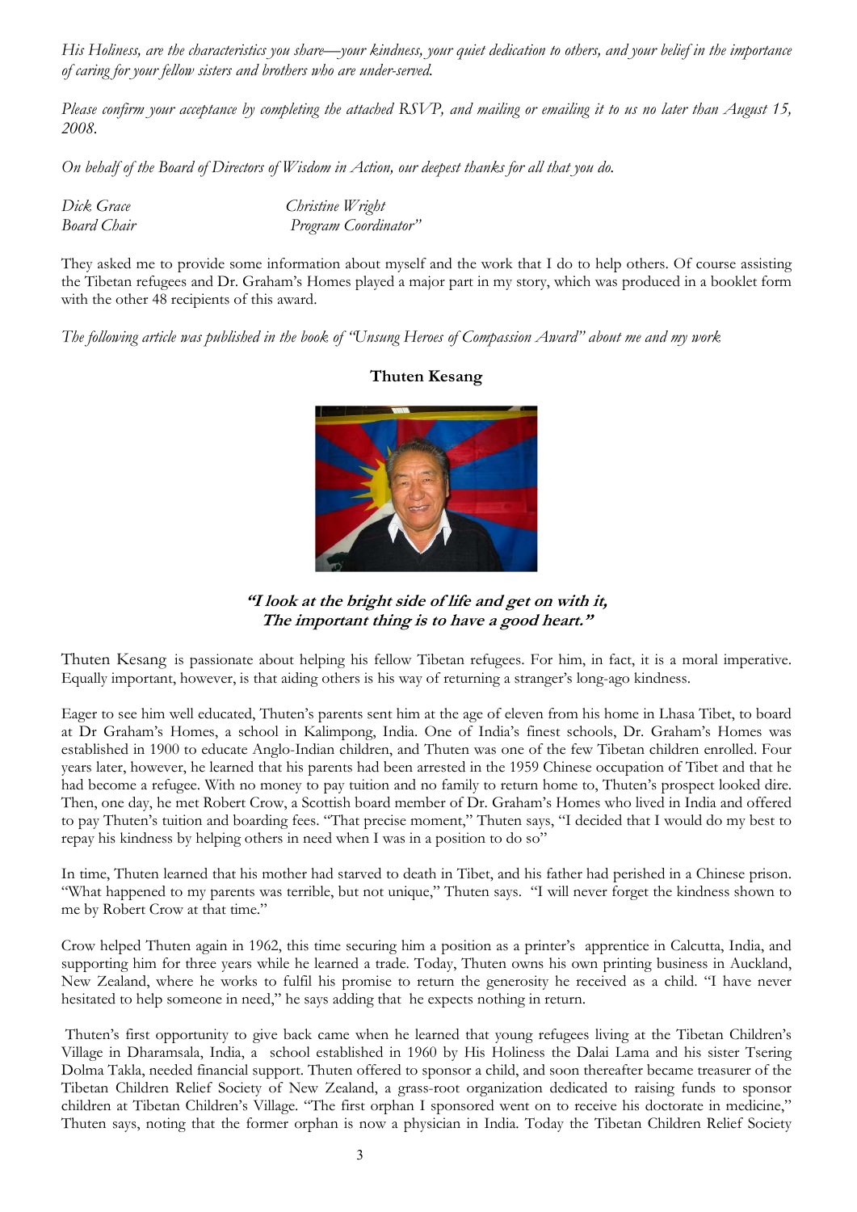*His Holiness, are the characteristics you share—your kindness, your quiet dedication to others, and your belief in the importance of caring for your fellow sisters and brothers who are under-served.*

*Please confirm your acceptance by completing the attached RSVP, and mailing or emailing it to us no later than August 15, 2008.*

*On behalf of the Board of Directors of Wisdom in Action, our deepest thanks for all that you do.*

*Dick Grace*
*Board Chair*

*Christine Wright*
*Program Coordinator"*

They asked me to provide some information about myself and the work that I do to help others. Of course assisting the Tibetan refugees and Dr. Graham's Homes played a major part in my story, which was produced in a booklet form with the other 48 recipients of this award.

*The following article was published in the book of "Unsung Heroes of Compassion Award" about me and my work*

**Thuten Kesang**

***"I look at the bright side of life and get on with it,***
***The important thing is to have a good heart."***

Thuten Kesang is passionate about helping his fellow Tibetan refugees. For him, in fact, it is a moral imperative. Equally important, however, is that aiding others is his way of returning a stranger's long-ago kindness.

Eager to see him well educated, Thuten's parents sent him at the age of eleven from his home in Lhasa Tibet, to board at Dr Graham's Homes, a school in Kalimpong, India. One of India's finest schools, Dr. Graham's Homes was established in 1900 to educate Anglo-Indian children, and Thuten was one of the few Tibetan children enrolled. Four years later, however, he learned that his parents had been arrested in the 1959 Chinese occupation of Tibet and that he had become a refugee. With no money to pay tuition and no family to return home to, Thuten's prospect looked dire. Then, one day, he met Robert Crow, a Scottish board member of Dr. Graham's Homes who lived in India and offered to pay Thuten's tuition and boarding fees. "That precise moment," Thuten says, "I decided that I would do my best to repay his kindness by helping others in need when I was in a position to do so"

In time, Thuten learned that his mother had starved to death in Tibet, and his father had perished in a Chinese prison. "What happened to my parents was terrible, but not unique," Thuten says. "I will never forget the kindness shown to me by Robert Crow at that time."

Crow helped Thuten again in 1962, this time securing him a position as a printer's apprentice in Calcutta, India, and supporting him for three years while he learned a trade. Today, Thuten owns his own printing business in Auckland, New Zealand, where he works to fulfil his promise to return the generosity he received as a child. "I have never hesitated to help someone in need," he says adding that he expects nothing in return.

Thuten's first opportunity to give back came when he learned that young refugees living at the Tibetan Children's Village in Dharamsala, India, a school established in 1960 by His Holiness the Dalai Lama and his sister Tsering Dolma Takla, needed financial support. Thuten offered to sponsor a child, and soon thereafter became treasurer of the Tibetan Children Relief Society of New Zealand, a grass-root organization dedicated to raising funds to sponsor children at Tibetan Children's Village. "The first orphan I sponsored went on to receive his doctorate in medicine," Thuten says, noting that the former orphan is now a physician in India. Today the Tibetan Children Relief Society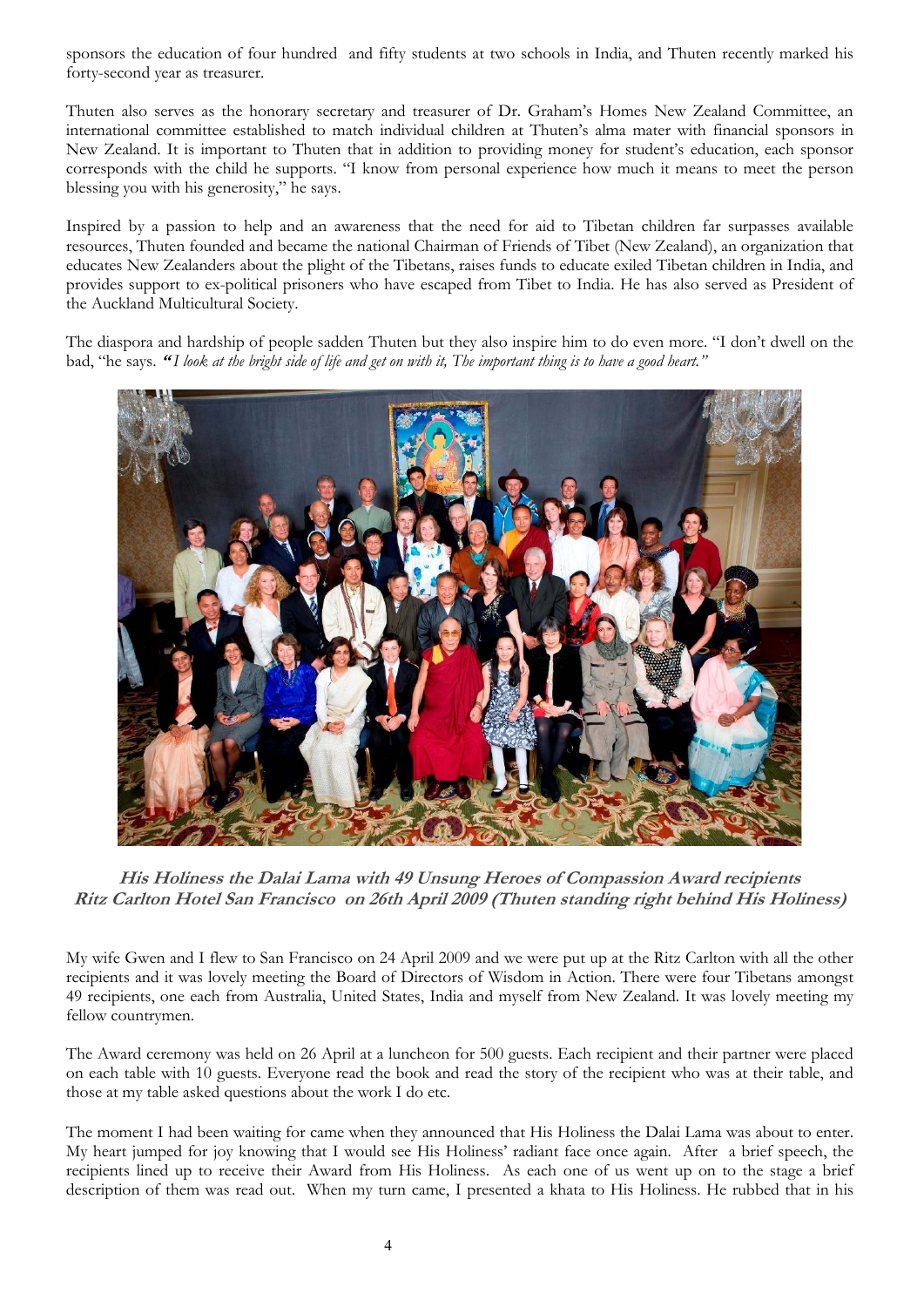sponsors the education of four hundred and fifty students at two schools in India, and Thuten recently marked his forty-second year as treasurer.

Thuten also serves as the honorary secretary and treasurer of Dr. Graham's Homes New Zealand Committee, an international committee established to match individual children at Thuten's alma mater with financial sponsors in New Zealand. It is important to Thuten that in addition to providing money for student's education, each sponsor corresponds with the child he supports. "I know from personal experience how much it means to meet the person blessing you with his generosity," he says.

Inspired by a passion to help and an awareness that the need for aid to Tibetan children far surpasses available resources, Thuten founded and became the national Chairman of Friends of Tibet (New Zealand), an organization that educates New Zealanders about the plight of the Tibetans, raises funds to educate exiled Tibetan children in India, and provides support to ex-political prisoners who have escaped from Tibet to India. He has also served as President of the Auckland Multicultural Society.

The diaspora and hardship of people sadden Thuten but they also inspire him to do even more. "I don't dwell on the bad, "he says. ***"****I look at the bright side of life and get on with it, The important thing is to have a good heart."*

**His Holiness the Dalai Lama with 49 Unsung Heroes of Compassion Award recipients Ritz Carlton Hotel San Francisco on 26th April 2009 (Thuten standing right behind His Holiness)**

My wife Gwen and I flew to San Francisco on 24 April 2009 and we were put up at the Ritz Carlton with all the other recipients and it was lovely meeting the Board of Directors of Wisdom in Action. There were four Tibetans amongst 49 recipients, one each from Australia, United States, India and myself from New Zealand. It was lovely meeting my fellow countrymen.

The Award ceremony was held on 26 April at a luncheon for 500 guests. Each recipient and their partner were placed on each table with 10 guests. Everyone read the book and read the story of the recipient who was at their table, and those at my table asked questions about the work I do etc.

The moment I had been waiting for came when they announced that His Holiness the Dalai Lama was about to enter. My heart jumped for joy knowing that I would see His Holiness' radiant face once again. After a brief speech, the recipients lined up to receive their Award from His Holiness. As each one of us went up on to the stage a brief description of them was read out. When my turn came, I presented a khata to His Holiness. He rubbed that in his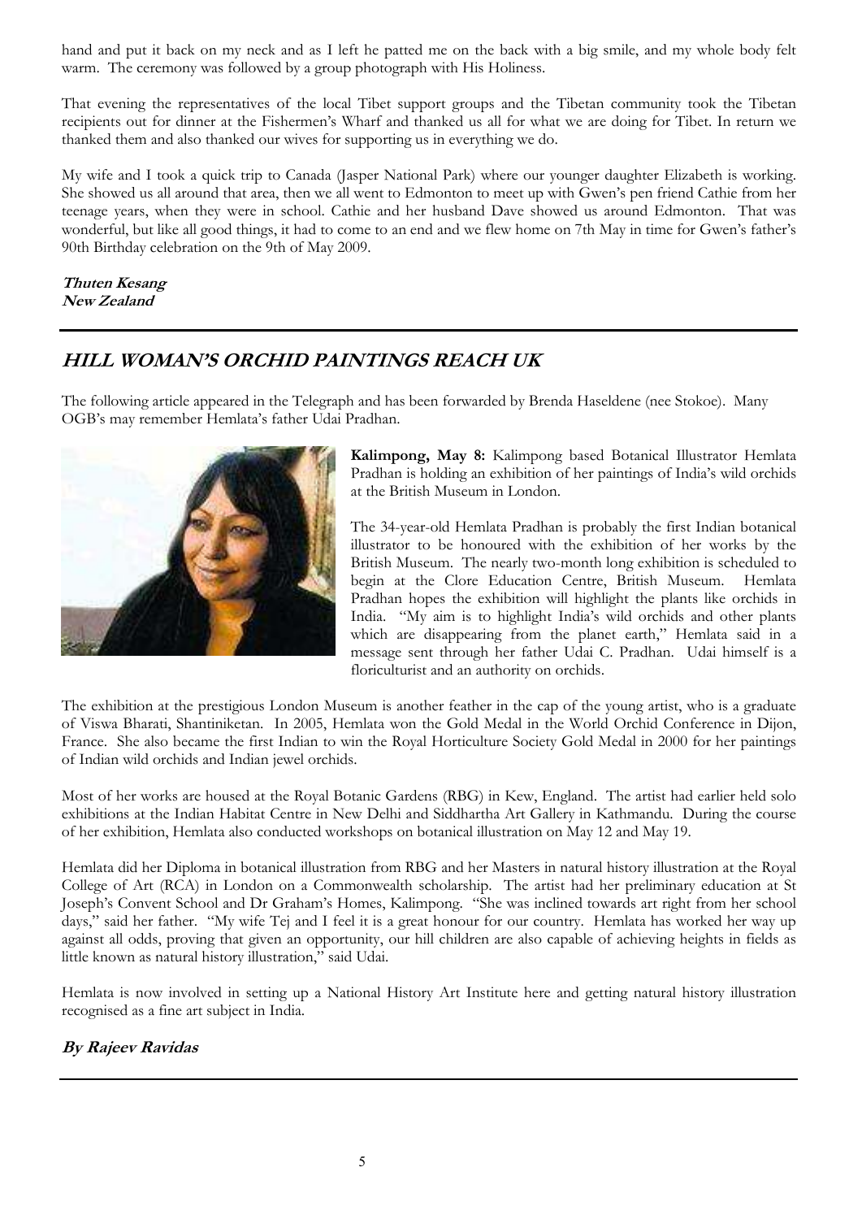hand and put it back on my neck and as I left he patted me on the back with a big smile, and my whole body felt warm. The ceremony was followed by a group photograph with His Holiness.

That evening the representatives of the local Tibet support groups and the Tibetan community took the Tibetan recipients out for dinner at the Fishermen's Wharf and thanked us all for what we are doing for Tibet. In return we thanked them and also thanked our wives for supporting us in everything we do.

My wife and I took a quick trip to Canada (Jasper National Park) where our younger daughter Elizabeth is working. She showed us all around that area, then we all went to Edmonton to meet up with Gwen's pen friend Cathie from her teenage years, when they were in school. Cathie and her husband Dave showed us around Edmonton. That was wonderful, but like all good things, it had to come to an end and we flew home on 7th May in time for Gwen's father's 90th Birthday celebration on the 9th of May 2009.

***Thuten Kesang***
***New Zealand***

---

## *HILL WOMAN'S ORCHID PAINTINGS REACH UK*

The following article appeared in the Telegraph and has been forwarded by Brenda Haseldene (nee Stokoe). Many OGB's may remember Hemlata's father Udai Pradhan.

**Kalimpong, May 8:** Kalimpong based Botanical Illustrator Hemlata Pradhan is holding an exhibition of her paintings of India's wild orchids at the British Museum in London.

The 34-year-old Hemlata Pradhan is probably the first Indian botanical illustrator to be honoured with the exhibition of her works by the British Museum. The nearly two-month long exhibition is scheduled to begin at the Clore Education Centre, British Museum. Hemlata Pradhan hopes the exhibition will highlight the plants like orchids in India. "My aim is to highlight India's wild orchids and other plants which are disappearing from the planet earth," Hemlata said in a message sent through her father Udai C. Pradhan. Udai himself is a floriculturist and an authority on orchids.

The exhibition at the prestigious London Museum is another feather in the cap of the young artist, who is a graduate of Viswa Bharati, Shantiniketan. In 2005, Hemlata won the Gold Medal in the World Orchid Conference in Dijon, France. She also became the first Indian to win the Royal Horticulture Society Gold Medal in 2000 for her paintings of Indian wild orchids and Indian jewel orchids.

Most of her works are housed at the Royal Botanic Gardens (RBG) in Kew, England. The artist had earlier held solo exhibitions at the Indian Habitat Centre in New Delhi and Siddhartha Art Gallery in Kathmandu. During the course of her exhibition, Hemlata also conducted workshops on botanical illustration on May 12 and May 19.

Hemlata did her Diploma in botanical illustration from RBG and her Masters in natural history illustration at the Royal College of Art (RCA) in London on a Commonwealth scholarship. The artist had her preliminary education at St Joseph's Convent School and Dr Graham's Homes, Kalimpong. "She was inclined towards art right from her school days," said her father. "My wife Tej and I feel it is a great honour for our country. Hemlata has worked her way up against all odds, proving that given an opportunity, our hill children are also capable of achieving heights in fields as little known as natural history illustration," said Udai.

Hemlata is now involved in setting up a National History Art Institute here and getting natural history illustration recognised as a fine art subject in India.

***By Rajeev Ravidas***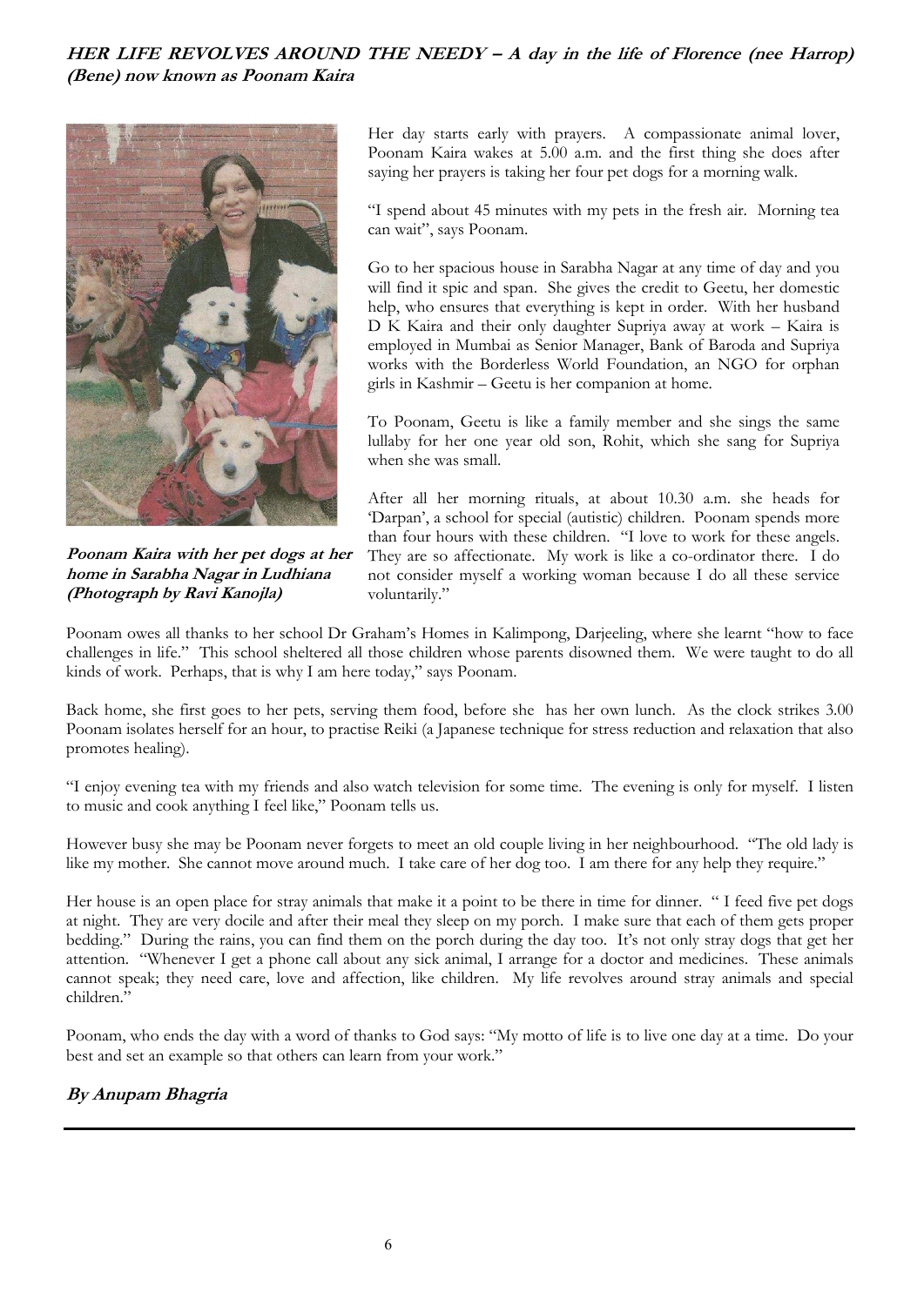**HER LIFE REVOLVES AROUND THE NEEDY – A day in the life of Florence (nee Harrop) (Bene) now known as Poonam Kaira**

***Poonam Kaira with her pet dogs at her home in Sarabha Nagar in Ludhiana (Photograph by Ravi Kanojla)***

Her day starts early with prayers. A compassionate animal lover, Poonam Kaira wakes at 5.00 a.m. and the first thing she does after saying her prayers is taking her four pet dogs for a morning walk.

"I spend about 45 minutes with my pets in the fresh air. Morning tea can wait", says Poonam.

Go to her spacious house in Sarabha Nagar at any time of day and you will find it spic and span. She gives the credit to Geetu, her domestic help, who ensures that everything is kept in order. With her husband D K Kaira and their only daughter Supriya away at work – Kaira is employed in Mumbai as Senior Manager, Bank of Baroda and Supriya works with the Borderless World Foundation, an NGO for orphan girls in Kashmir – Geetu is her companion at home.

To Poonam, Geetu is like a family member and she sings the same lullaby for her one year old son, Rohit, which she sang for Supriya when she was small.

After all her morning rituals, at about 10.30 a.m. she heads for 'Darpan', a school for special (autistic) children. Poonam spends more than four hours with these children. "I love to work for these angels. They are so affectionate. My work is like a co-ordinator there. I do not consider myself a working woman because I do all these service voluntarily."

Poonam owes all thanks to her school Dr Graham's Homes in Kalimpong, Darjeeling, where she learnt "how to face challenges in life." This school sheltered all those children whose parents disowned them. We were taught to do all kinds of work. Perhaps, that is why I am here today," says Poonam.

Back home, she first goes to her pets, serving them food, before she has her own lunch. As the clock strikes 3.00 Poonam isolates herself for an hour, to practise Reiki (a Japanese technique for stress reduction and relaxation that also promotes healing).

"I enjoy evening tea with my friends and also watch television for some time. The evening is only for myself. I listen to music and cook anything I feel like," Poonam tells us.

However busy she may be Poonam never forgets to meet an old couple living in her neighbourhood. "The old lady is like my mother. She cannot move around much. I take care of her dog too. I am there for any help they require."

Her house is an open place for stray animals that make it a point to be there in time for dinner. " I feed five pet dogs at night. They are very docile and after their meal they sleep on my porch. I make sure that each of them gets proper bedding." During the rains, you can find them on the porch during the day too. It's not only stray dogs that get her attention. "Whenever I get a phone call about any sick animal, I arrange for a doctor and medicines. These animals cannot speak; they need care, love and affection, like children. My life revolves around stray animals and special children."

Poonam, who ends the day with a word of thanks to God says: "My motto of life is to live one day at a time. Do your best and set an example so that others can learn from your work."

***By Anupam Bhagria***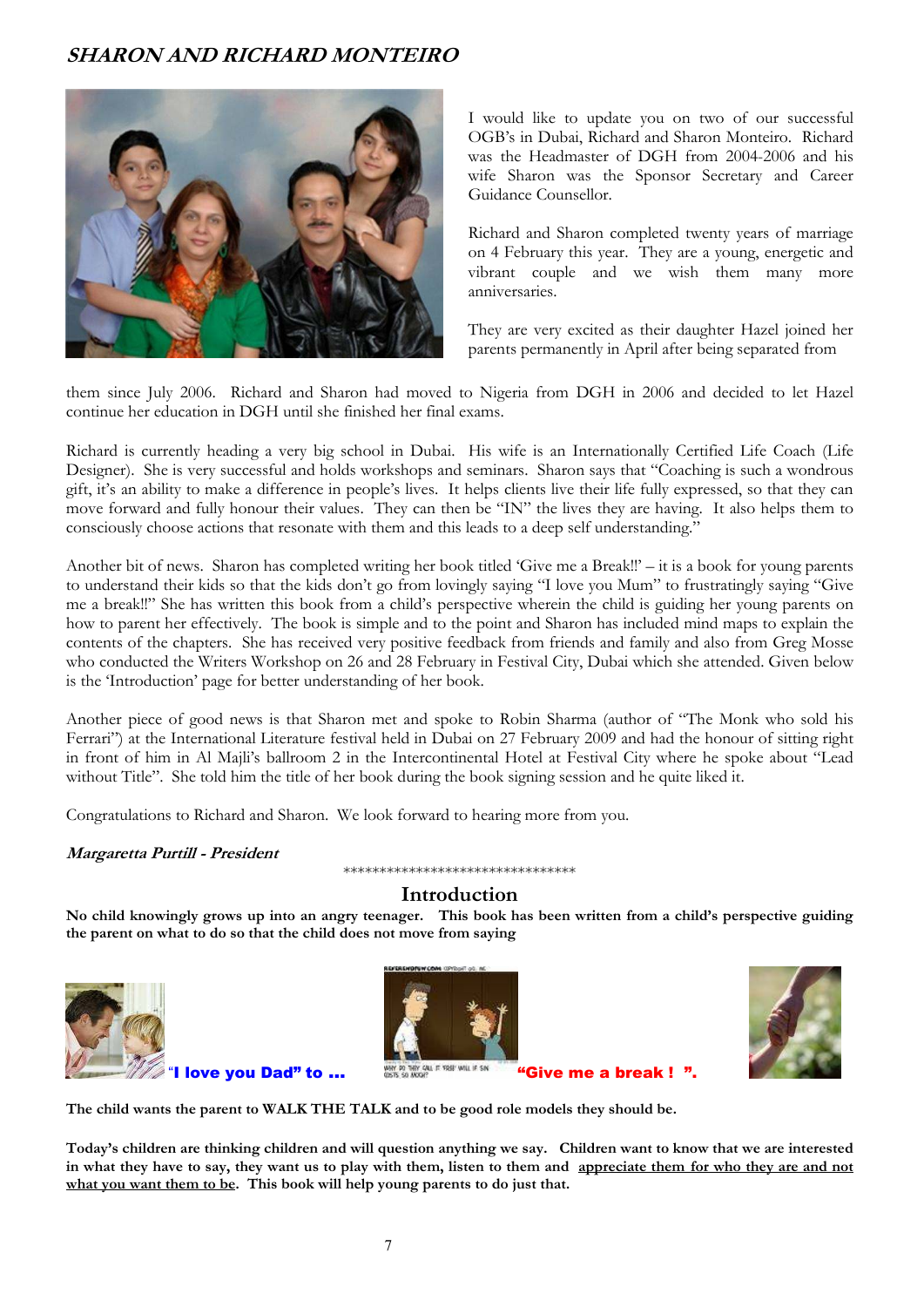## *SHARON AND RICHARD MONTEIRO*

I would like to update you on two of our successful OGB's in Dubai, Richard and Sharon Monteiro. Richard was the Headmaster of DGH from 2004-2006 and his wife Sharon was the Sponsor Secretary and Career Guidance Counsellor.

Richard and Sharon completed twenty years of marriage on 4 February this year. They are a young, energetic and vibrant couple and we wish them many more anniversaries.

They are very excited as their daughter Hazel joined her parents permanently in April after being separated from them since July 2006. Richard and Sharon had moved to Nigeria from DGH in 2006 and decided to let Hazel continue her education in DGH until she finished her final exams.

Richard is currently heading a very big school in Dubai. His wife is an Internationally Certified Life Coach (Life Designer). She is very successful and holds workshops and seminars. Sharon says that "Coaching is such a wondrous gift, it's an ability to make a difference in people's lives. It helps clients live their life fully expressed, so that they can move forward and fully honour their values. They can then be "IN" the lives they are having. It also helps them to consciously choose actions that resonate with them and this leads to a deep self understanding."

Another bit of news. Sharon has completed writing her book titled 'Give me a Break!!' – it is a book for young parents to understand their kids so that the kids don't go from lovingly saying "I love you Mum" to frustratingly saying "Give me a break!!" She has written this book from a child's perspective wherein the child is guiding her young parents on how to parent her effectively. The book is simple and to the point and Sharon has included mind maps to explain the contents of the chapters. She has received very positive feedback from friends and family and also from Greg Mosse who conducted the Writers Workshop on 26 and 28 February in Festival City, Dubai which she attended. Given below is the 'Introduction' page for better understanding of her book.

Another piece of good news is that Sharon met and spoke to Robin Sharma (author of "The Monk who sold his Ferrari") at the International Literature festival held in Dubai on 27 February 2009 and had the honour of sitting right in front of him in Al Majli's ballroom 2 in the Intercontinental Hotel at Festival City where he spoke about "Lead without Title". She told him the title of her book during the book signing session and he quite liked it.

Congratulations to Richard and Sharon. We look forward to hearing more from you.

***Margaretta Purtill - President***

*********************************

## Introduction

**No child knowingly grows up into an angry teenager. This book has been written from a child's perspective guiding the parent on what to do so that the child does not move from saying**

**"I love you Dad" to ...** **"Give me a break ! ".**

**The child wants the parent to WALK THE TALK and to be good role models they should be.**

**Today's children are thinking children and will question anything we say. Children want to know that we are interested in what they have to say, they want us to play with them, listen to them and <u>appreciate them for who they are and not what you want them to be</u>. This book will help young parents to do just that.**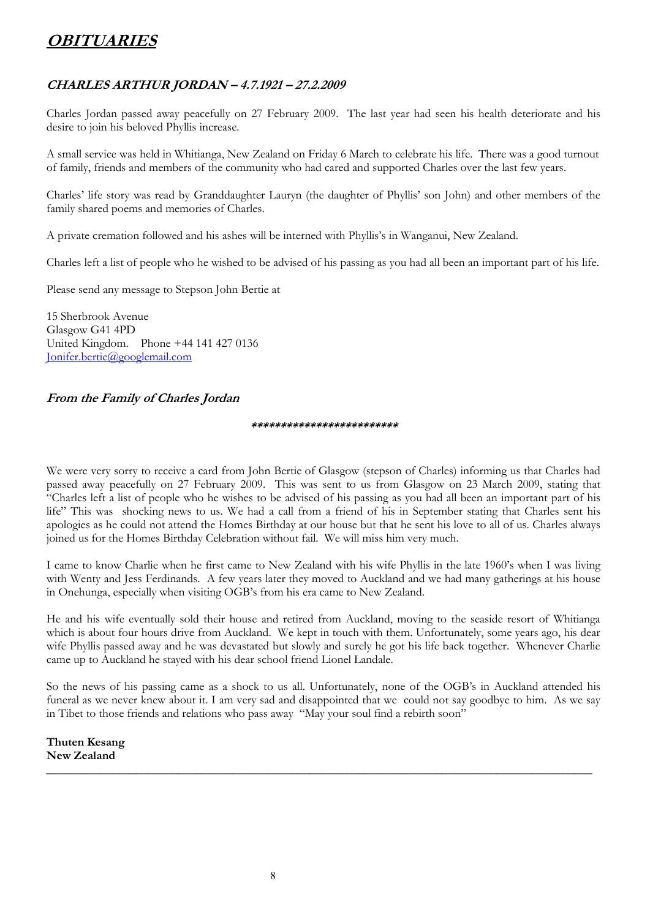# *OBITUARIES*

## *CHARLES ARTHUR JORDAN – 4.7.1921 – 27.2.2009*

Charles Jordan passed away peacefully on 27 February 2009. The last year had seen his health deteriorate and his desire to join his beloved Phyllis increase.

A small service was held in Whitianga, New Zealand on Friday 6 March to celebrate his life. There was a good turnout of family, friends and members of the community who had cared and supported Charles over the last few years.

Charles' life story was read by Granddaughter Lauryn (the daughter of Phyllis' son John) and other members of the family shared poems and memories of Charles.

A private cremation followed and his ashes will be interned with Phyllis's in Wanganui, New Zealand.

Charles left a list of people who he wished to be advised of his passing as you had all been an important part of his life.

Please send any message to Stepson John Bertie at

15 Sherbrook Avenue
Glasgow G41 4PD
United Kingdom. Phone +44 141 427 0136
Jonifer.bertie@googlemail.com

### *From the Family of Charles Jordan*

*************************

We were very sorry to receive a card from John Bertie of Glasgow (stepson of Charles) informing us that Charles had passed away peacefully on 27 February 2009. This was sent to us from Glasgow on 23 March 2009, stating that "Charles left a list of people who he wishes to be advised of his passing as you had all been an important part of his life" This was shocking news to us. We had a call from a friend of his in September stating that Charles sent his apologies as he could not attend the Homes Birthday at our house but that he sent his love to all of us. Charles always joined us for the Homes Birthday Celebration without fail. We will miss him very much.

I came to know Charlie when he first came to New Zealand with his wife Phyllis in the late 1960's when I was living with Wenty and Jess Ferdinands. A few years later they moved to Auckland and we had many gatherings at his house in Onehunga, especially when visiting OGB's from his era came to New Zealand.

He and his wife eventually sold their house and retired from Auckland, moving to the seaside resort of Whitianga which is about four hours drive from Auckland. We kept in touch with them. Unfortunately, some years ago, his dear wife Phyllis passed away and he was devastated but slowly and surely he got his life back together. Whenever Charlie came up to Auckland he stayed with his dear school friend Lionel Landale.

So the news of his passing came as a shock to us all. Unfortunately, none of the OGB's in Auckland attended his funeral as we never knew about it. I am very sad and disappointed that we could not say goodbye to him. As we say in Tibet to those friends and relations who pass away "May your soul find a rebirth soon"

**Thuten Kesang**
**New Zealand**

---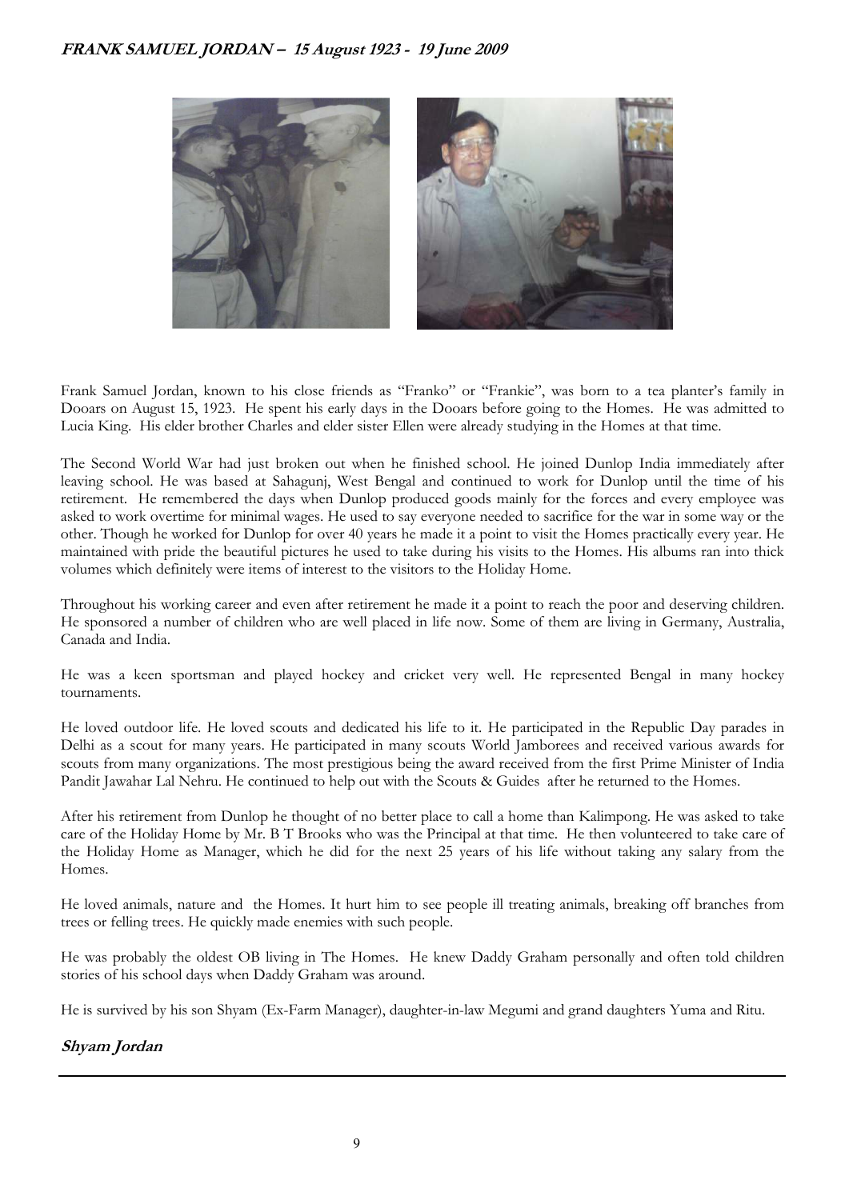## ***FRANK SAMUEL JORDAN – 15 August 1923 - 19 June 2009***

Frank Samuel Jordan, known to his close friends as "Franko" or "Frankie", was born to a tea planter's family in Dooars on August 15, 1923. He spent his early days in the Dooars before going to the Homes. He was admitted to Lucia King. His elder brother Charles and elder sister Ellen were already studying in the Homes at that time.

The Second World War had just broken out when he finished school. He joined Dunlop India immediately after leaving school. He was based at Sahagunj, West Bengal and continued to work for Dunlop until the time of his retirement. He remembered the days when Dunlop produced goods mainly for the forces and every employee was asked to work overtime for minimal wages. He used to say everyone needed to sacrifice for the war in some way or the other. Though he worked for Dunlop for over 40 years he made it a point to visit the Homes practically every year. He maintained with pride the beautiful pictures he used to take during his visits to the Homes. His albums ran into thick volumes which definitely were items of interest to the visitors to the Holiday Home.

Throughout his working career and even after retirement he made it a point to reach the poor and deserving children. He sponsored a number of children who are well placed in life now. Some of them are living in Germany, Australia, Canada and India.

He was a keen sportsman and played hockey and cricket very well. He represented Bengal in many hockey tournaments.

He loved outdoor life. He loved scouts and dedicated his life to it. He participated in the Republic Day parades in Delhi as a scout for many years. He participated in many scouts World Jamborees and received various awards for scouts from many organizations. The most prestigious being the award received from the first Prime Minister of India Pandit Jawahar Lal Nehru. He continued to help out with the Scouts & Guides after he returned to the Homes.

After his retirement from Dunlop he thought of no better place to call a home than Kalimpong. He was asked to take care of the Holiday Home by Mr. B T Brooks who was the Principal at that time. He then volunteered to take care of the Holiday Home as Manager, which he did for the next 25 years of his life without taking any salary from the Homes.

He loved animals, nature and the Homes. It hurt him to see people ill treating animals, breaking off branches from trees or felling trees. He quickly made enemies with such people.

He was probably the oldest OB living in The Homes. He knew Daddy Graham personally and often told children stories of his school days when Daddy Graham was around.

He is survived by his son Shyam (Ex-Farm Manager), daughter-in-law Megumi and grand daughters Yuma and Ritu.

***Shyam Jordan***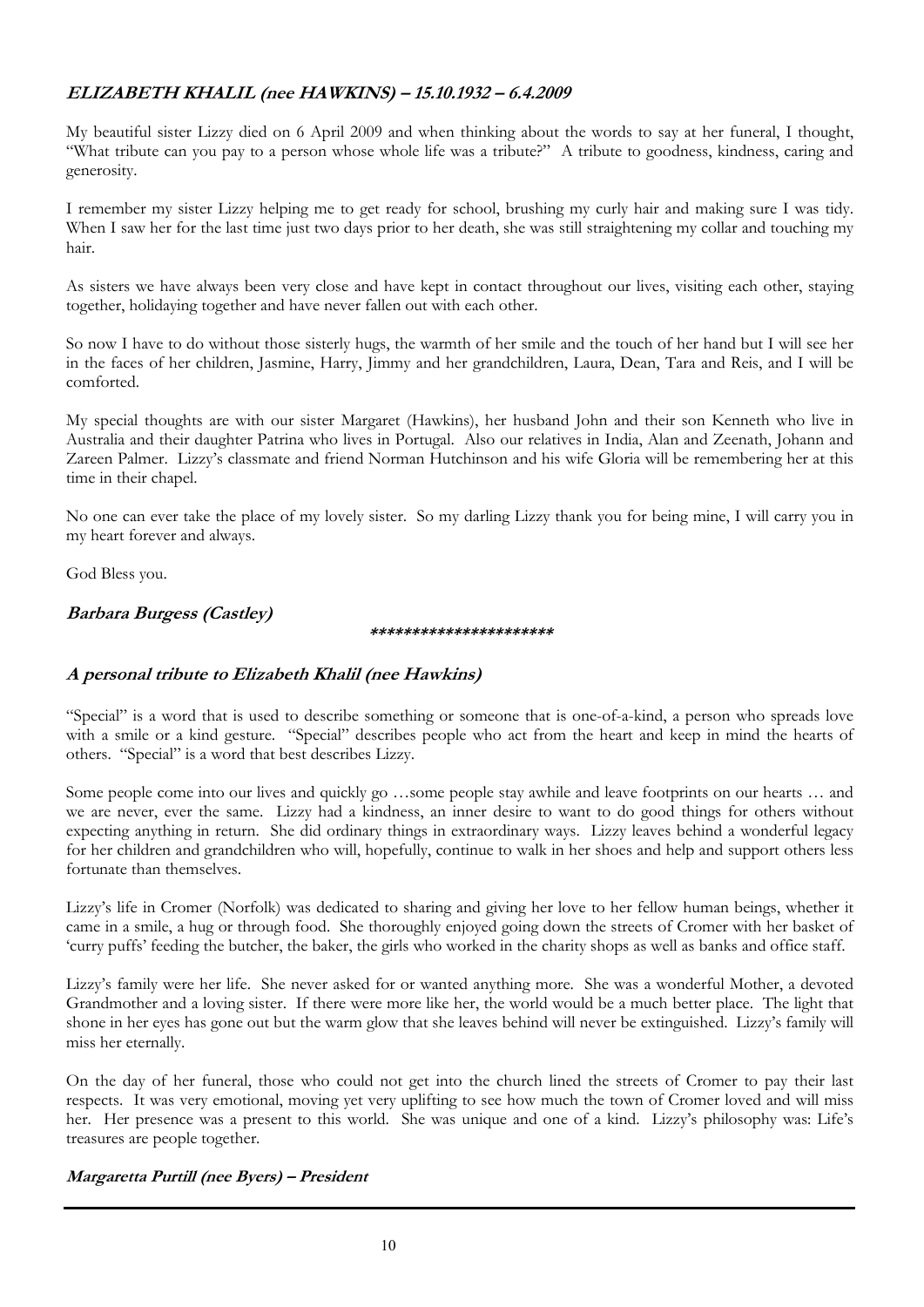### *ELIZABETH KHALIL (nee HAWKINS) – 15.10.1932 – 6.4.2009*

My beautiful sister Lizzy died on 6 April 2009 and when thinking about the words to say at her funeral, I thought, "What tribute can you pay to a person whose whole life was a tribute?" A tribute to goodness, kindness, caring and generosity.

I remember my sister Lizzy helping me to get ready for school, brushing my curly hair and making sure I was tidy. When I saw her for the last time just two days prior to her death, she was still straightening my collar and touching my hair.

As sisters we have always been very close and have kept in contact throughout our lives, visiting each other, staying together, holidaying together and have never fallen out with each other.

So now I have to do without those sisterly hugs, the warmth of her smile and the touch of her hand but I will see her in the faces of her children, Jasmine, Harry, Jimmy and her grandchildren, Laura, Dean, Tara and Reis, and I will be comforted.

My special thoughts are with our sister Margaret (Hawkins), her husband John and their son Kenneth who live in Australia and their daughter Patrina who lives in Portugal. Also our relatives in India, Alan and Zeenath, Johann and Zareen Palmer. Lizzy's classmate and friend Norman Hutchinson and his wife Gloria will be remembering her at this time in their chapel.

No one can ever take the place of my lovely sister. So my darling Lizzy thank you for being mine, I will carry you in my heart forever and always.

God Bless you.

***Barbara Burgess (Castley)***

**********************

### *A personal tribute to Elizabeth Khalil (nee Hawkins)*

"Special" is a word that is used to describe something or someone that is one-of-a-kind, a person who spreads love with a smile or a kind gesture. "Special" describes people who act from the heart and keep in mind the hearts of others. "Special" is a word that best describes Lizzy.

Some people come into our lives and quickly go …some people stay awhile and leave footprints on our hearts … and we are never, ever the same. Lizzy had a kindness, an inner desire to want to do good things for others without expecting anything in return. She did ordinary things in extraordinary ways. Lizzy leaves behind a wonderful legacy for her children and grandchildren who will, hopefully, continue to walk in her shoes and help and support others less fortunate than themselves.

Lizzy's life in Cromer (Norfolk) was dedicated to sharing and giving her love to her fellow human beings, whether it came in a smile, a hug or through food. She thoroughly enjoyed going down the streets of Cromer with her basket of 'curry puffs' feeding the butcher, the baker, the girls who worked in the charity shops as well as banks and office staff.

Lizzy's family were her life. She never asked for or wanted anything more. She was a wonderful Mother, a devoted Grandmother and a loving sister. If there were more like her, the world would be a much better place. The light that shone in her eyes has gone out but the warm glow that she leaves behind will never be extinguished. Lizzy's family will miss her eternally.

On the day of her funeral, those who could not get into the church lined the streets of Cromer to pay their last respects. It was very emotional, moving yet very uplifting to see how much the town of Cromer loved and will miss her. Her presence was a present to this world. She was unique and one of a kind. Lizzy's philosophy was: Life's treasures are people together.

***Margaretta Purtill (nee Byers) – President***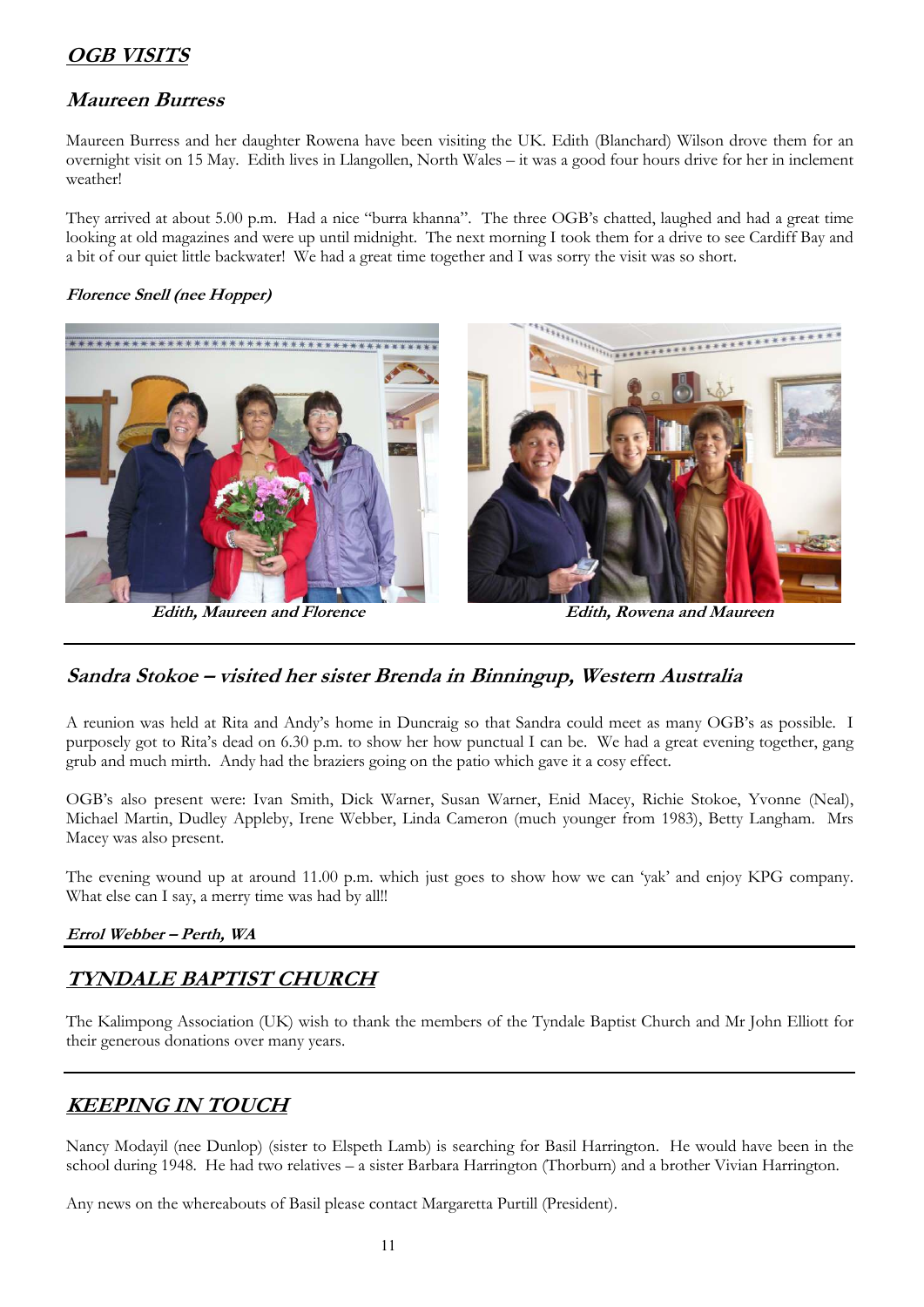## OGB VISITS

### Maureen Burress

Maureen Burress and her daughter Rowena have been visiting the UK. Edith (Blanchard) Wilson drove them for an overnight visit on 15 May. Edith lives in Llangollen, North Wales – it was a good four hours drive for her in inclement weather!

They arrived at about 5.00 p.m. Had a nice "burra khanna". The three OGB's chatted, laughed and had a great time looking at old magazines and were up until midnight. The next morning I took them for a drive to see Cardiff Bay and a bit of our quiet little backwater! We had a great time together and I was sorry the visit was so short.

***Florence Snell (nee Hopper)***

**Edith, Maureen and Florence**

**Edith, Rowena and Maureen**

---

### Sandra Stokoe – visited her sister Brenda in Binningup, Western Australia

A reunion was held at Rita and Andy's home in Duncraig so that Sandra could meet as many OGB's as possible. I purposely got to Rita's dead on 6.30 p.m. to show her how punctual I can be. We had a great evening together, gang grub and much mirth. Andy had the braziers going on the patio which gave it a cosy effect.

OGB's also present were: Ivan Smith, Dick Warner, Susan Warner, Enid Macey, Richie Stokoe, Yvonne (Neal), Michael Martin, Dudley Appleby, Irene Webber, Linda Cameron (much younger from 1983), Betty Langham. Mrs Macey was also present.

The evening wound up at around 11.00 p.m. which just goes to show how we can 'yak' and enjoy KPG company. What else can I say, a merry time was had by all!!

***Errol Webber – Perth, WA***

---

## TYNDALE BAPTIST CHURCH

The Kalimpong Association (UK) wish to thank the members of the Tyndale Baptist Church and Mr John Elliott for their generous donations over many years.

---

## KEEPING IN TOUCH

Nancy Modayil (nee Dunlop) (sister to Elspeth Lamb) is searching for Basil Harrington. He would have been in the school during 1948. He had two relatives – a sister Barbara Harrington (Thorburn) and a brother Vivian Harrington.

Any news on the whereabouts of Basil please contact Margaretta Purtill (President).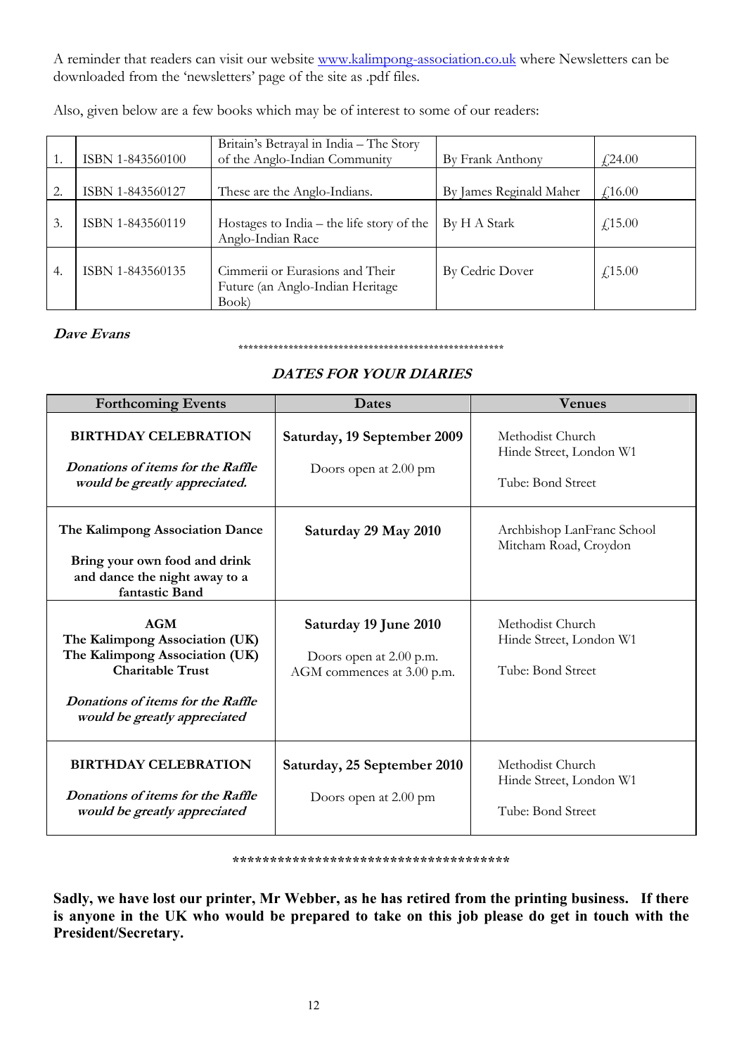A reminder that readers can visit our website [www.kalimpong-association.co.uk](http://www.kalimpong-association.co.uk) where Newsletters can be downloaded from the 'newsletters' page of the site as .pdf files.

Also, given below are a few books which may be of interest to some of our readers:

| | | | | |
|---|---|---|---|---|
| 1. | ISBN 1-843560100 | Britain's Betrayal in India – The Story of the Anglo-Indian Community | By Frank Anthony | £24.00 |
| 2. | ISBN 1-843560127 | These are the Anglo-Indians. | By James Reginald Maher | £16.00 |
| 3. | ISBN 1-843560119 | Hostages to India – the life story of the Anglo-Indian Race | By H A Stark | £15.00 |
| 4. | ISBN 1-843560135 | Cimmerii or Eurasions and Their Future (an Anglo-Indian Heritage Book) | By Cedric Dover | £15.00 |

***Dave Evans***

\*\*\*\*\*\*\*\*\*\*\*\*\*\*\*\*\*\*\*\*\*\*\*\*\*\*\*\*\*\*\*\*\*\*\*\*\*\*\*\*\*\*\*\*\*\*\*\*\*\*\*\*\*\*\*

## *DATES FOR YOUR DIARIES*

| Forthcoming Events | Dates | Venues |
|---|---|---|
| **BIRTHDAY CELEBRATION**<br><br>***Donations of items for the Raffle would be greatly appreciated.*** | **Saturday, 19 September 2009**<br><br>Doors open at 2.00 pm | Methodist Church<br>Hinde Street, London W1<br><br>Tube: Bond Street |
| **The Kalimpong Association Dance**<br><br>**Bring your own food and drink and dance the night away to a fantastic Band** | **Saturday 29 May 2010** | Archbishop LanFranc School<br>Mitcham Road, Croydon |
| **AGM**<br>**The Kalimpong Association (UK)**<br>**The Kalimpong Association (UK) Charitable Trust**<br><br>***Donations of items for the Raffle would be greatly appreciated*** | **Saturday 19 June 2010**<br><br>Doors open at 2.00 p.m.<br>AGM commences at 3.00 p.m. | Methodist Church<br>Hinde Street, London W1<br><br>Tube: Bond Street |
| **BIRTHDAY CELEBRATION**<br><br>***Donations of items for the Raffle would be greatly appreciated*** | **Saturday, 25 September 2010**<br><br>Doors open at 2.00 pm | Methodist Church<br>Hinde Street, London W1<br><br>Tube: Bond Street |

\*\*\*\*\*\*\*\*\*\*\*\*\*\*\*\*\*\*\*\*\*\*\*\*\*\*\*\*\*\*\*\*\*\*\*\*\*\*

**Sadly, we have lost our printer, Mr Webber, as he has retired from the printing business. If there is anyone in the UK who would be prepared to take on this job please do get in touch with the President/Secretary.**